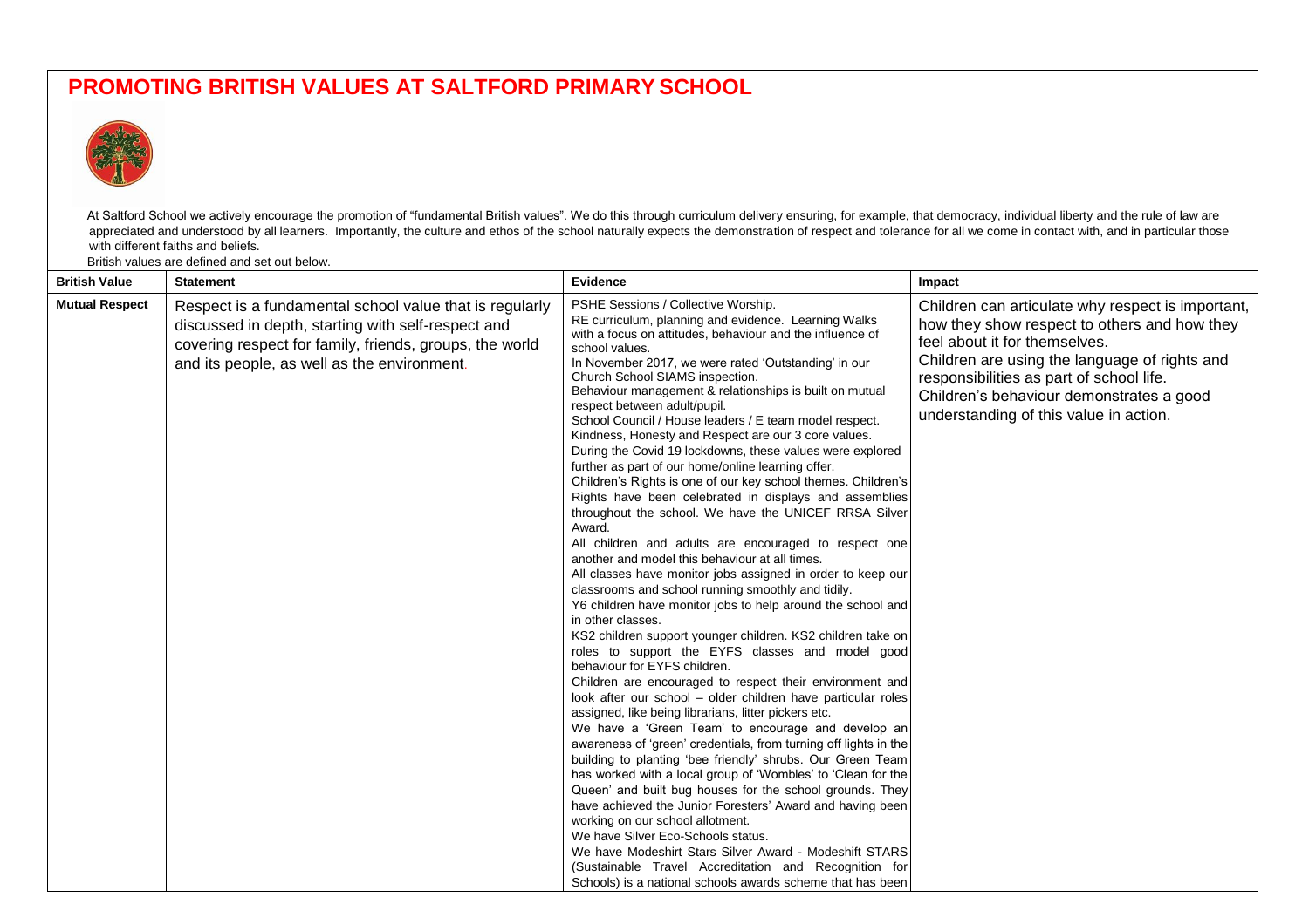# PROMOTING BRITISH VALUES AT SALTFORD PRIMARY SCHOOL

At Saltford School we actively encourage the promotion of "fundamental British values". We do this through curriculum delivery ensuring, for example, that democracy, individual liberty and the rule of law are appreciated and understood by all learners. Importantly, the culture and ethos of the school naturally expects the demonstration of respect and tolerance for all we come in contact with, and in particular those with different faiths and beliefs.

British values are defined and set out below.

| British Value | Statement | Evidence | Impact |
|---|---|---|---|
| **Mutual Respect** | Respect is a fundamental school value that is regularly discussed in depth, starting with self-respect and covering respect for family, friends, groups, the world and its people, as well as the environment. | PSHE Sessions / Collective Worship.<br>RE curriculum, planning and evidence. Learning Walks with a focus on attitudes, behaviour and the influence of school values.<br>In November 2017, we were rated 'Outstanding' in our Church School SIAMS inspection.<br>Behaviour management & relationships is built on mutual respect between adult/pupil.<br>School Council / House leaders / E team model respect.<br>Kindness, Honesty and Respect are our 3 core values.<br>During the Covid 19 lockdowns, these values were explored further as part of our home/online learning offer.<br>Children's Rights is one of our key school themes. Children's Rights have been celebrated in displays and assemblies throughout the school. We have the UNICEF RRSA Silver Award.<br>All children and adults are encouraged to respect one another and model this behaviour at all times.<br>All classes have monitor jobs assigned in order to keep our classrooms and school running smoothly and tidily.<br>Y6 children have monitor jobs to help around the school and in other classes.<br>KS2 children support younger children. KS2 children take on roles to support the EYFS classes and model good behaviour for EYFS children.<br>Children are encouraged to respect their environment and look after our school – older children have particular roles assigned, like being librarians, litter pickers etc.<br>We have a 'Green Team' to encourage and develop an awareness of 'green' credentials, from turning off lights in the building to planting 'bee friendly' shrubs. Our Green Team has worked with a local group of 'Wombles' to 'Clean for the Queen' and built bug houses for the school grounds. They have achieved the Junior Foresters' Award and having been working on our school allotment.<br>We have Silver Eco-Schools status.<br>We have Modeshirt Stars Silver Award - Modeshift STARS (Sustainable Travel Accreditation and Recognition for Schools) is a national schools awards scheme that has been | Children can articulate why respect is important, how they show respect to others and how they feel about it for themselves.<br>Children are using the language of rights and responsibilities as part of school life.<br>Children's behaviour demonstrates a good understanding of this value in action. |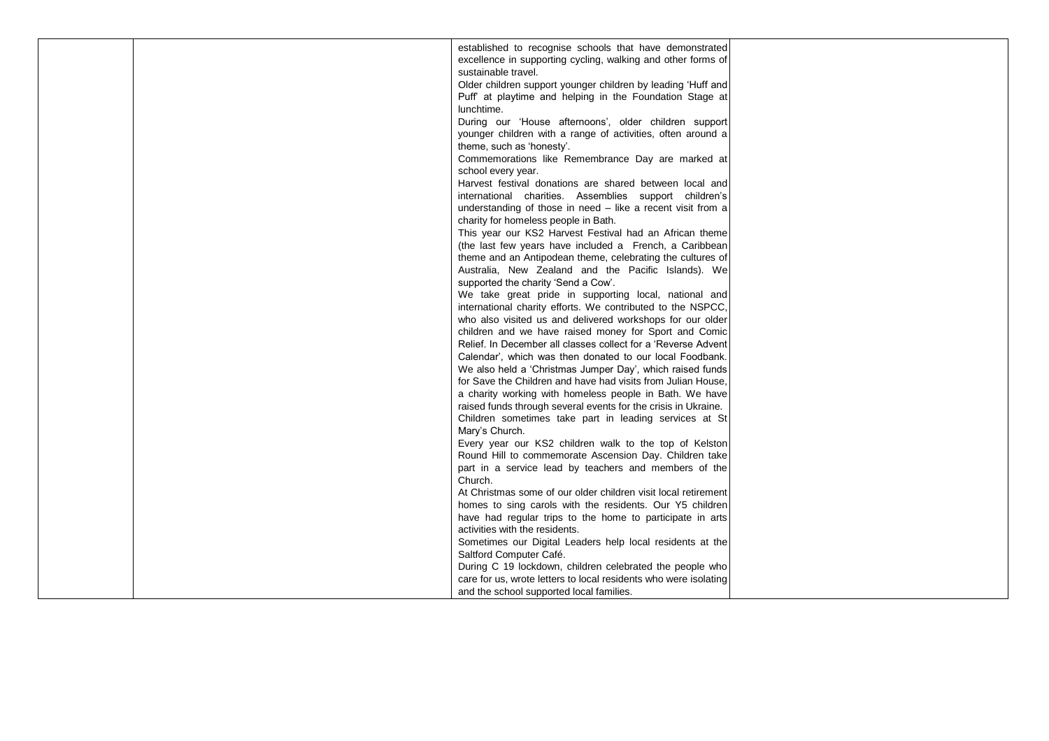|  |  |  |  |
|---|---|---|---|
|  |  | established to recognise schools that have demonstrated excellence in supporting cycling, walking and other forms of sustainable travel.<br>Older children support younger children by leading 'Huff and Puff' at playtime and helping in the Foundation Stage at lunchtime.<br>During our 'House afternoons', older children support younger children with a range of activities, often around a theme, such as 'honesty'.<br>Commemorations like Remembrance Day are marked at school every year.<br>Harvest festival donations are shared between local and international charities. Assemblies support children's understanding of those in need – like a recent visit from a charity for homeless people in Bath.<br>This year our KS2 Harvest Festival had an African theme (the last few years have included a French, a Caribbean theme and an Antipodean theme, celebrating the cultures of Australia, New Zealand and the Pacific Islands). We supported the charity 'Send a Cow'.<br>We take great pride in supporting local, national and international charity efforts. We contributed to the NSPCC, who also visited us and delivered workshops for our older children and we have raised money for Sport and Comic Relief. In December all classes collect for a 'Reverse Advent Calendar', which was then donated to our local Foodbank. We also held a 'Christmas Jumper Day', which raised funds for Save the Children and have had visits from Julian House, a charity working with homeless people in Bath. We have raised funds through several events for the crisis in Ukraine.<br>Children sometimes take part in leading services at St Mary's Church.<br>Every year our KS2 children walk to the top of Kelston Round Hill to commemorate Ascension Day. Children take part in a service lead by teachers and members of the Church.<br>At Christmas some of our older children visit local retirement homes to sing carols with the residents. Our Y5 children have had regular trips to the home to participate in arts activities with the residents.<br>Sometimes our Digital Leaders help local residents at the Saltford Computer Café.<br>During C 19 lockdown, children celebrated the people who care for us, wrote letters to local residents who were isolating and the school supported local families. |  |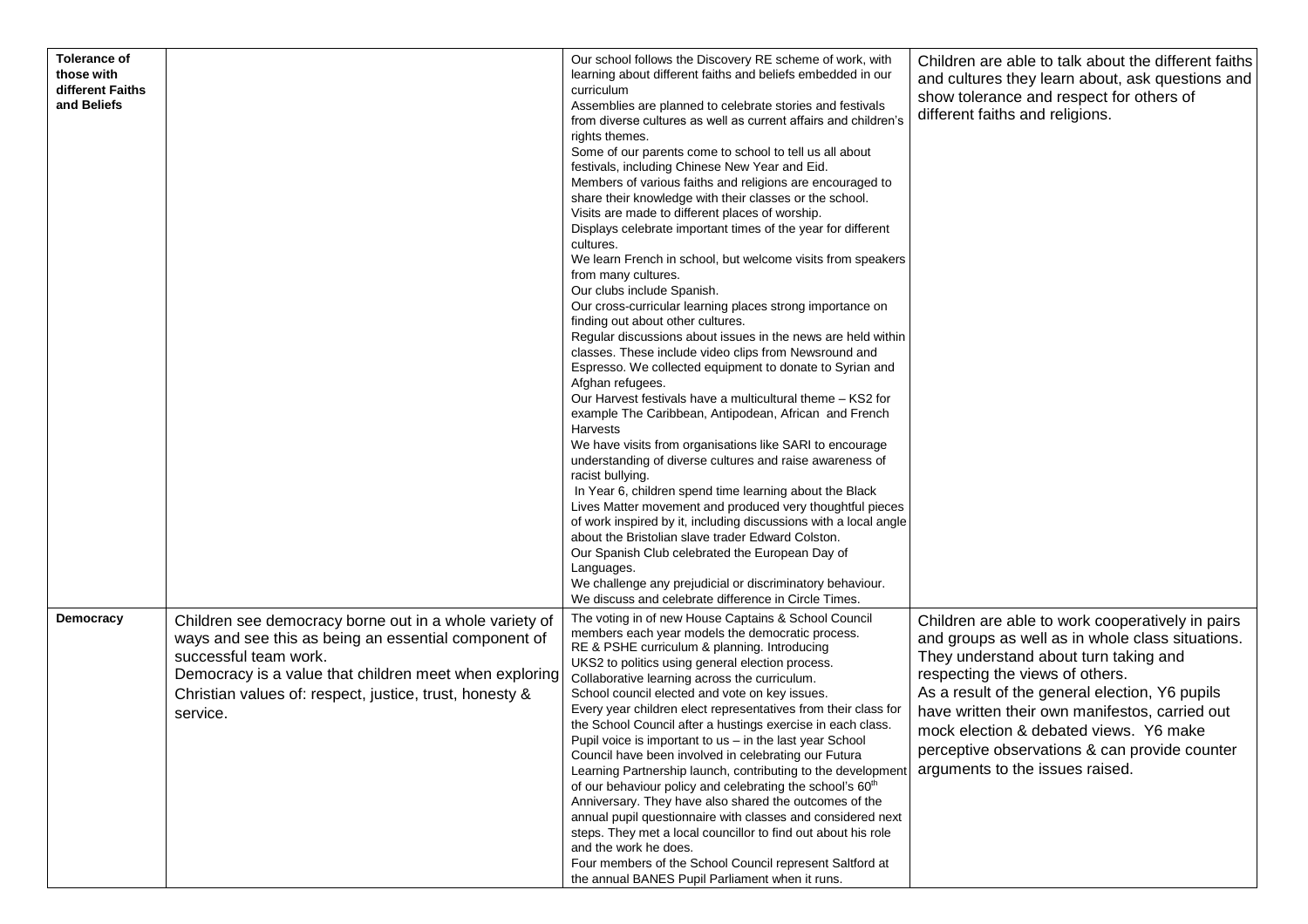| | | | |
|---|---|---|---|
| **Tolerance of those with different Faiths and Beliefs** | | Our school follows the Discovery RE scheme of work, with learning about different faiths and beliefs embedded in our curriculum<br>Assemblies are planned to celebrate stories and festivals from diverse cultures as well as current affairs and children's rights themes.<br>Some of our parents come to school to tell us all about festivals, including Chinese New Year and Eid.<br>Members of various faiths and religions are encouraged to share their knowledge with their classes or the school.<br>Visits are made to different places of worship.<br>Displays celebrate important times of the year for different cultures.<br>We learn French in school, but welcome visits from speakers from many cultures.<br>Our clubs include Spanish.<br>Our cross-curricular learning places strong importance on finding out about other cultures.<br>Regular discussions about issues in the news are held within classes. These include video clips from Newsround and Espresso. We collected equipment to donate to Syrian and Afghan refugees.<br>Our Harvest festivals have a multicultural theme – KS2 for example The Caribbean, Antipodean, African and French Harvests<br>We have visits from organisations like SARI to encourage understanding of diverse cultures and raise awareness of racist bullying.<br>In Year 6, children spend time learning about the Black Lives Matter movement and produced very thoughtful pieces of work inspired by it, including discussions with a local angle about the Bristolian slave trader Edward Colston.<br>Our Spanish Club celebrated the European Day of Languages.<br>We challenge any prejudicial or discriminatory behaviour.<br>We discuss and celebrate difference in Circle Times. | Children are able to talk about the different faiths and cultures they learn about, ask questions and show tolerance and respect for others of different faiths and religions. |
| **Democracy** | Children see democracy borne out in a whole variety of ways and see this as being an essential component of successful team work.<br>Democracy is a value that children meet when exploring Christian values of: respect, justice, trust, honesty & service. | The voting in of new House Captains & School Council members each year models the democratic process.<br>RE & PSHE curriculum & planning. Introducing UKS2 to politics using general election process.<br>Collaborative learning across the curriculum.<br>School council elected and vote on key issues.<br>Every year children elect representatives from their class for the School Council after a hustings exercise in each class.<br>Pupil voice is important to us – in the last year School Council have been involved in celebrating our Futura Learning Partnership launch, contributing to the development of our behaviour policy and celebrating the school's 60th Anniversary. They have also shared the outcomes of the annual pupil questionnaire with classes and considered next steps. They met a local councillor to find out about his role and the work he does.<br>Four members of the School Council represent Saltford at the annual BANES Pupil Parliament when it runs. | Children are able to work cooperatively in pairs and groups as well as in whole class situations. They understand about turn taking and respecting the views of others.<br>As a result of the general election, Y6 pupils have written their own manifestos, carried out mock election & debated views. Y6 make perceptive observations & can provide counter arguments to the issues raised. |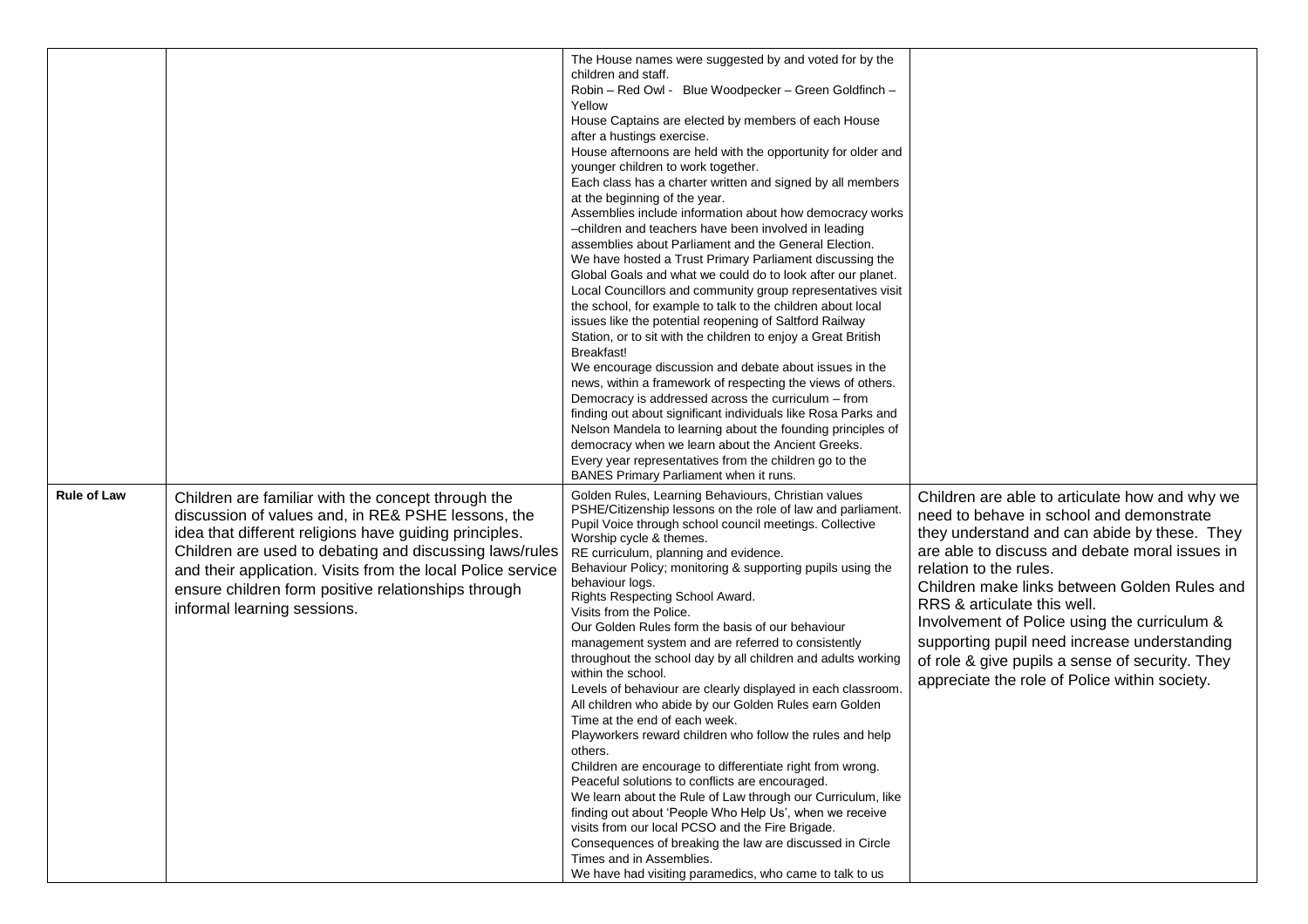| | | | |
|---|---|---|---|
| | | The House names were suggested by and voted for by the children and staff.<br>Robin – Red Owl - Blue Woodpecker – Green Goldfinch – Yellow<br>House Captains are elected by members of each House after a hustings exercise.<br>House afternoons are held with the opportunity for older and younger children to work together.<br>Each class has a charter written and signed by all members at the beginning of the year.<br>Assemblies include information about how democracy works –children and teachers have been involved in leading assemblies about Parliament and the General Election.<br>We have hosted a Trust Primary Parliament discussing the Global Goals and what we could do to look after our planet.<br>Local Councillors and community group representatives visit the school, for example to talk to the children about local issues like the potential reopening of Saltford Railway Station, or to sit with the children to enjoy a Great British Breakfast!<br>We encourage discussion and debate about issues in the news, within a framework of respecting the views of others.<br>Democracy is addressed across the curriculum – from finding out about significant individuals like Rosa Parks and Nelson Mandela to learning about the founding principles of democracy when we learn about the Ancient Greeks.<br>Every year representatives from the children go to the BANES Primary Parliament when it runs. | |
| **Rule of Law** | Children are familiar with the concept through the discussion of values and, in RE& PSHE lessons, the idea that different religions have guiding principles. Children are used to debating and discussing laws/rules and their application. Visits from the local Police service ensure children form positive relationships through informal learning sessions. | Golden Rules, Learning Behaviours, Christian values<br>PSHE/Citizenship lessons on the role of law and parliament.<br>Pupil Voice through school council meetings. Collective Worship cycle & themes.<br>RE curriculum, planning and evidence.<br>Behaviour Policy; monitoring & supporting pupils using the behaviour logs.<br>Rights Respecting School Award.<br>Visits from the Police.<br>Our Golden Rules form the basis of our behaviour management system and are referred to consistently throughout the school day by all children and adults working within the school.<br>Levels of behaviour are clearly displayed in each classroom.<br>All children who abide by our Golden Rules earn Golden Time at the end of each week.<br>Playworkers reward children who follow the rules and help others.<br>Children are encourage to differentiate right from wrong.<br>Peaceful solutions to conflicts are encouraged.<br>We learn about the Rule of Law through our Curriculum, like finding out about 'People Who Help Us', when we receive visits from our local PCSO and the Fire Brigade.<br>Consequences of breaking the law are discussed in Circle Times and in Assemblies.<br>We have had visiting paramedics, who came to talk to us | Children are able to articulate how and why we need to behave in school and demonstrate they understand and can abide by these. They are able to discuss and debate moral issues in relation to the rules.<br>Children make links between Golden Rules and RRS & articulate this well.<br>Involvement of Police using the curriculum & supporting pupil need increase understanding of role & give pupils a sense of security. They appreciate the role of Police within society. |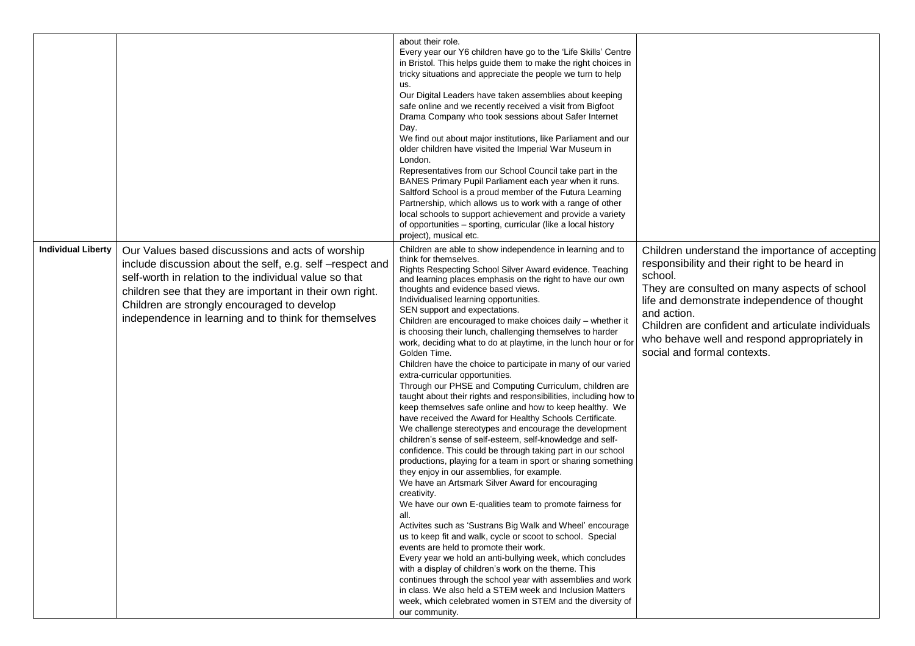| | | | |
|---|---|---|---|
| | | about their role.<br>Every year our Y6 children have go to the 'Life Skills' Centre in Bristol. This helps guide them to make the right choices in tricky situations and appreciate the people we turn to help us.<br>Our Digital Leaders have taken assemblies about keeping safe online and we recently received a visit from Bigfoot Drama Company who took sessions about Safer Internet Day.<br>We find out about major institutions, like Parliament and our older children have visited the Imperial War Museum in London.<br>Representatives from our School Council take part in the BANES Primary Pupil Parliament each year when it runs.<br>Saltford School is a proud member of the Futura Learning Partnership, which allows us to work with a range of other local schools to support achievement and provide a variety of opportunities – sporting, curricular (like a local history project), musical etc. | |
| **Individual Liberty** | Our Values based discussions and acts of worship include discussion about the self, e.g. self –respect and self-worth in relation to the individual value so that children see that they are important in their own right. Children are strongly encouraged to develop independence in learning and to think for themselves | Children are able to show independence in learning and to think for themselves.<br>Rights Respecting School Silver Award evidence. Teaching and learning places emphasis on the right to have our own thoughts and evidence based views.<br>Individualised learning opportunities.<br>SEN support and expectations.<br>Children are encouraged to make choices daily – whether it is choosing their lunch, challenging themselves to harder work, deciding what to do at playtime, in the lunch hour or for Golden Time.<br>Children have the choice to participate in many of our varied extra-curricular opportunities.<br>Through our PHSE and Computing Curriculum, children are taught about their rights and responsibilities, including how to keep themselves safe online and how to keep healthy. We have received the Award for Healthy Schools Certificate.<br>We challenge stereotypes and encourage the development children's sense of self-esteem, self-knowledge and self-confidence. This could be through taking part in our school productions, playing for a team in sport or sharing something they enjoy in our assemblies, for example.<br>We have an Artsmark Silver Award for encouraging creativity.<br>We have our own E-qualities team to promote fairness for all.<br>Activites such as 'Sustrans Big Walk and Wheel' encourage us to keep fit and walk, cycle or scoot to school. Special events are held to promote their work.<br>Every year we hold an anti-bullying week, which concludes with a display of children's work on the theme. This continues through the school year with assemblies and work in class. We also held a STEM week and Inclusion Matters week, which celebrated women in STEM and the diversity of our community. | Children understand the importance of accepting responsibility and their right to be heard in school.<br>They are consulted on many aspects of school life and demonstrate independence of thought and action.<br>Children are confident and articulate individuals who behave well and respond appropriately in social and formal contexts. |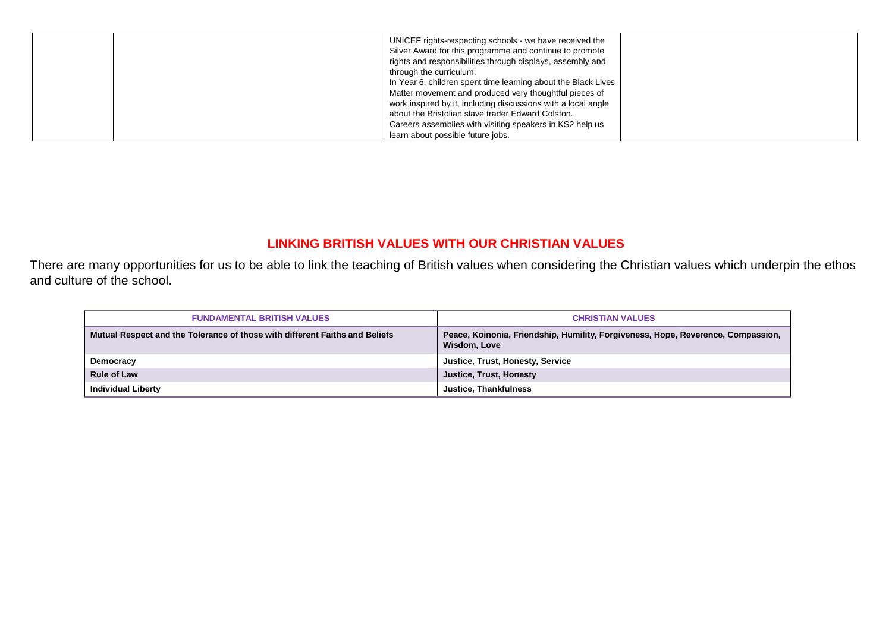| | | | |
|---|---|---|---|
| | | UNICEF rights-respecting schools - we have received the Silver Award for this programme and continue to promote rights and responsibilities through displays, assembly and through the curriculum.<br>In Year 6, children spent time learning about the Black Lives Matter movement and produced very thoughtful pieces of work inspired by it, including discussions with a local angle about the Bristolian slave trader Edward Colston.<br>Careers assemblies with visiting speakers in KS2 help us learn about possible future jobs. | |

## LINKING BRITISH VALUES WITH OUR CHRISTIAN VALUES

There are many opportunities for us to be able to link the teaching of British values when considering the Christian values which underpin the ethos and culture of the school.

| FUNDAMENTAL BRITISH VALUES | CHRISTIAN VALUES |
|---|---|
| **Mutual Respect and the Tolerance of those with different Faiths and Beliefs** | **Peace, Koinonia, Friendship, Humility, Forgiveness, Hope, Reverence, Compassion, Wisdom, Love** |
| **Democracy** | **Justice, Trust, Honesty, Service** |
| **Rule of Law** | **Justice, Trust, Honesty** |
| **Individual Liberty** | **Justice, Thankfulness** |